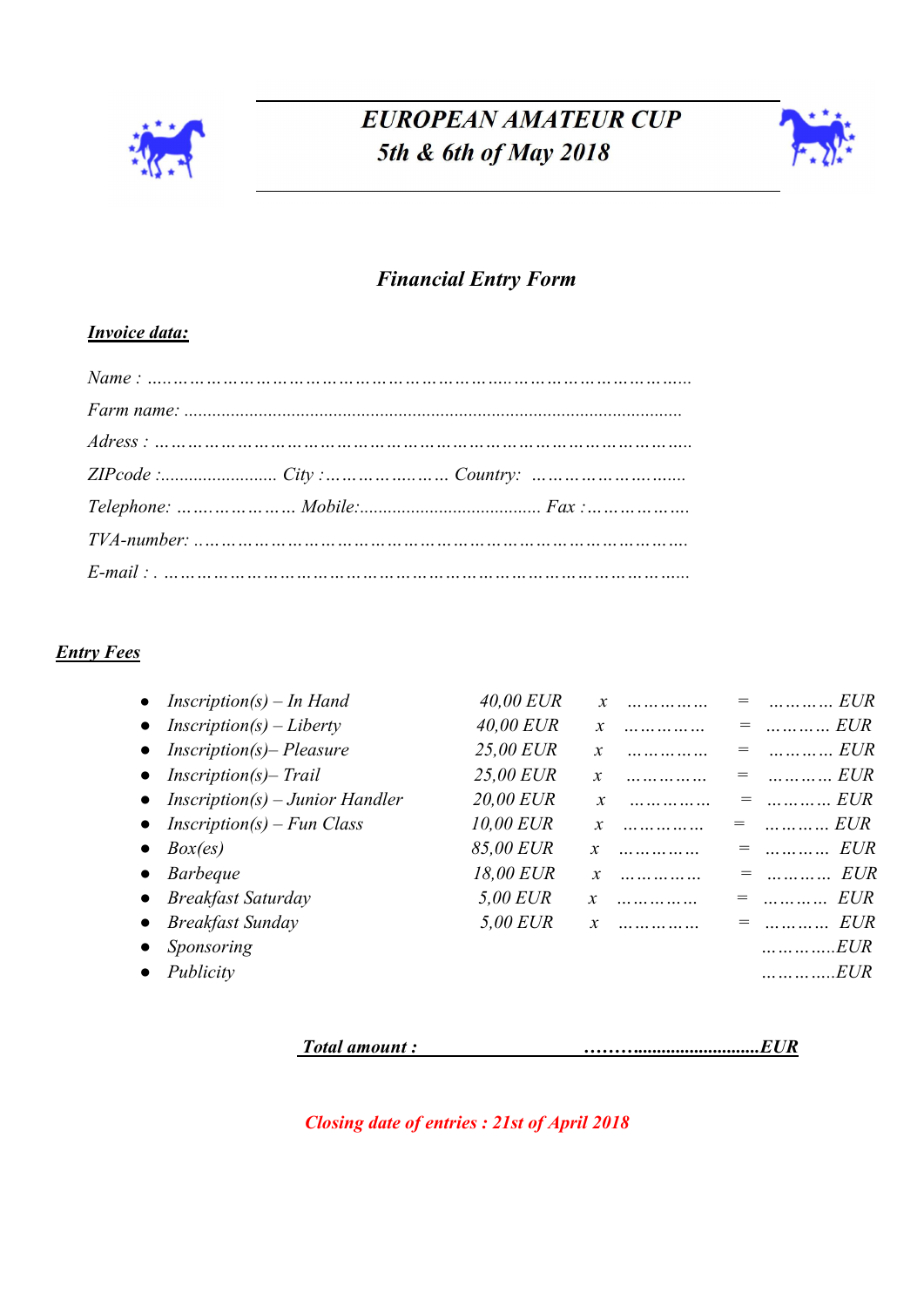# *EUROPEAN AMATEUR CUP*

## *5th & 6th of May 2018*

### *Financial Entry Form*

***Invoice data:***

*Name : ………………………………………………………………………………………*

*Farm name: ..........................................................................................................*

*Adress : ………………………………………………………………………………….*

*ZIPcode :......................... City :………………… Country: ……………………......*

*Telephone: ………………… Mobile:...................................... Fax :………………..*

*TVA-number: ………………………………………………………………………….*

*E-mail : . ………………………………………………………………………………..*

***Entry Fees***

| | | | | | |
|---|---|---|---|---|---|
| • *Inscription(s) – In Hand* | *40,00 EUR* | *x* | *……………* | *=* | *………… EUR* |
| • *Inscription(s) – Liberty* | *40,00 EUR* | *x* | *……………* | *=* | *………… EUR* |
| • *Inscription(s)– Pleasure* | *25,00 EUR* | *x* | *……………* | *=* | *………… EUR* |
| • *Inscription(s)– Trail* | *25,00 EUR* | *x* | *……………* | *=* | *………… EUR* |
| • *Inscription(s) – Junior Handler* | *20,00 EUR* | *x* | *……………* | *=* | *………… EUR* |
| • *Inscription(s) – Fun Class* | *10,00 EUR* | *x* | *……………* | *=* | *………… EUR* |
| • *Box(es)* | *85,00 EUR* | *x* | *……………* | *=* | *………… EUR* |
| • *Barbeque* | *18,00 EUR* | *x* | *……………* | *=* | *………… EUR* |
| • *Breakfast Saturday* | *5,00 EUR* | *x* | *……………* | *=* | *………… EUR* |
| • *Breakfast Sunday* | *5,00 EUR* | *x* | *……………* | *=* | *………… EUR* |
| • *Sponsoring* | | | | | *…………..EUR* |
| • *Publicity* | | | | | *…………..EUR* |

***Total amount : ………...........................EUR***

***Closing date of entries : 21st of April 2018***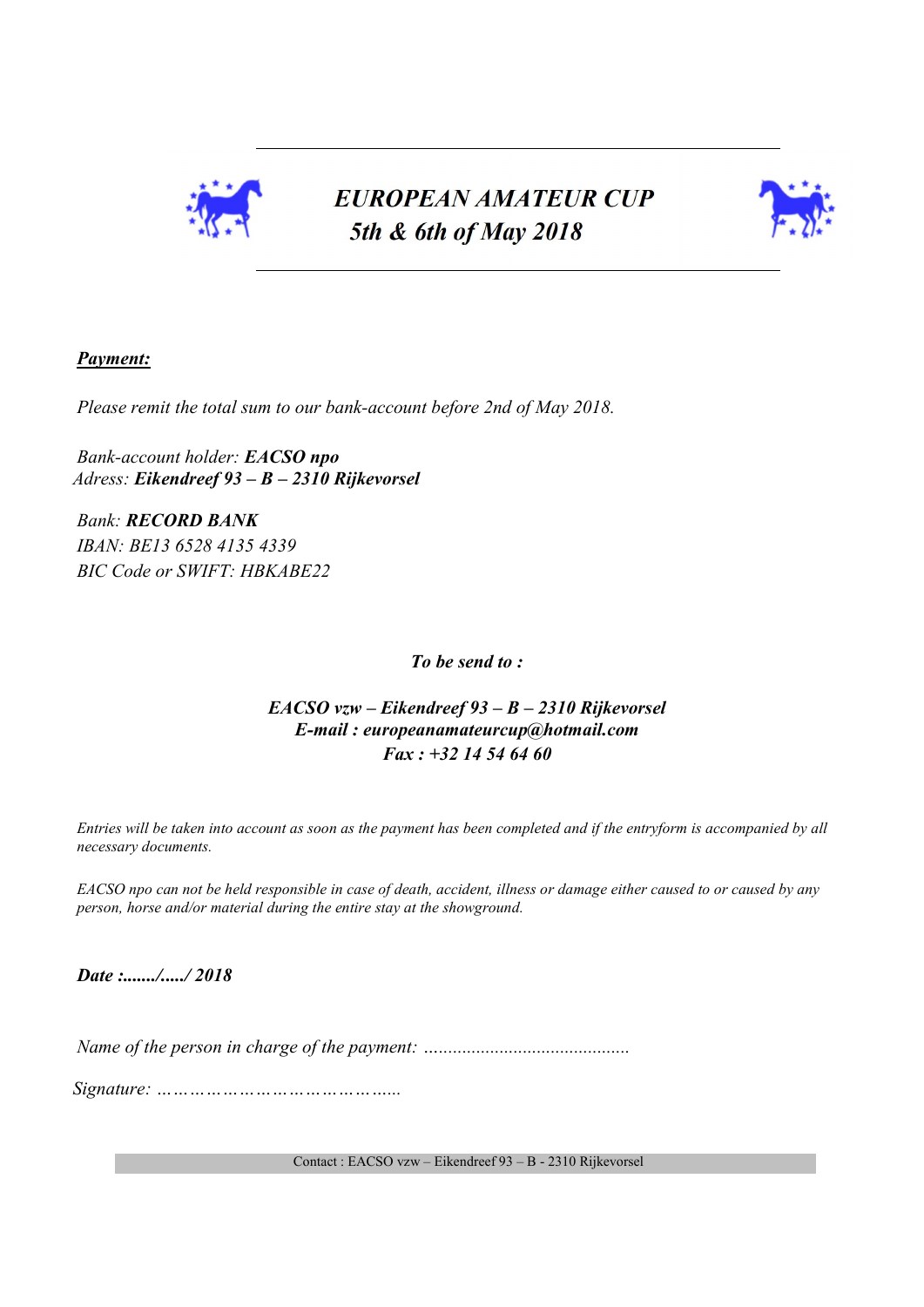# *EUROPEAN AMATEUR CUP*
## *5th & 6th of May 2018*

***Payment:***

*Please remit the total sum to our bank-account before 2nd of May 2018.*

*Bank-account holder:* ***EACSO npo***  
*Adress:* ***Eikendreef 93 – B – 2310 Rijkevorsel***

*Bank:* ***RECORD BANK***  
*IBAN: BE13 6528 4135 4339*  
*BIC Code or SWIFT: HBKABE22*

***To be send to :***

***EACSO vzw – Eikendreef 93 – B – 2310 Rijkevorsel***  
***E-mail : europeanamateurcup@hotmail.com***  
***Fax : +32 14 54 64 60***

*Entries will be taken into account as soon as the payment has been completed and if the entryform is accompanied by all necessary documents.*

*EACSO npo can not be held responsible in case of death, accident, illness or damage either caused to or caused by any person, horse and/or material during the entire stay at the showground.*

***Date :......./...../ 2018***

*Name of the person in charge of the payment: ...........................................*

*Signature: ……………………………………......*

Contact : EACSO vzw – Eikendreef 93 – B - 2310 Rijkevorsel